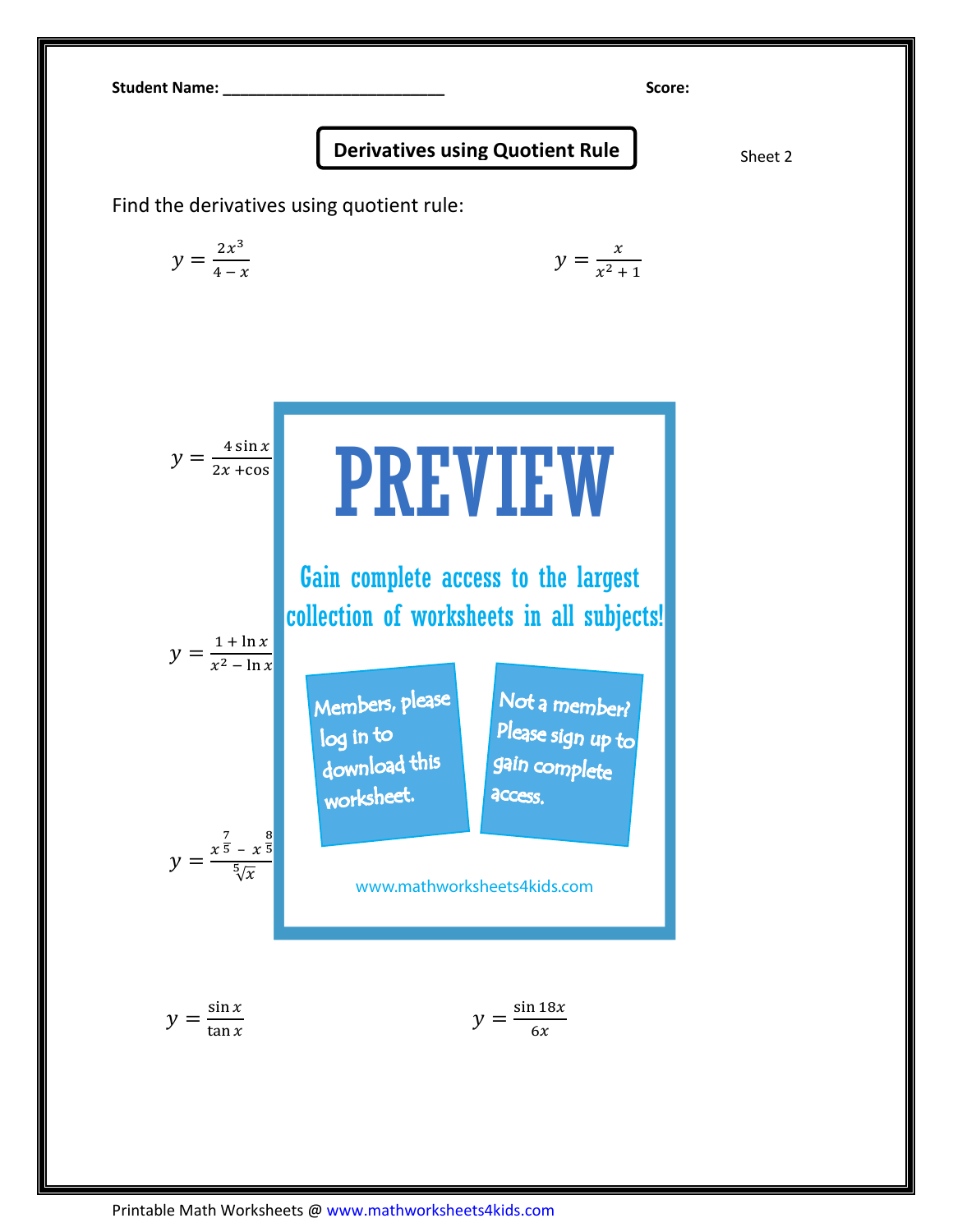Student Name: ___________________________ Score:

# Derivatives using Quotient Rule

Sheet 2

Find the derivatives using quotient rule:

$y = \frac{2x^3}{4 - x}$

$y = \frac{x}{x^2 + 1}$

$y = \frac{4 \sin x}{2x + \cos}$

$y = \frac{1 + \ln x}{x^2 - \ln x}$

$y = \frac{x^{\frac{7}{5}} - x^{\frac{8}{5}}}{\sqrt[5]{x}}$

PREVIEW

Gain complete access to the largest collection of worksheets in all subjects!

Members, please log in to download this worksheet.

Not a member? Please sign up to gain complete access.

www.mathworksheets4kids.com

$y = \frac{\sin x}{\tan x}$

$y = \frac{\sin 18x}{6x}$

Printable Math Worksheets @ www.mathworksheets4kids.com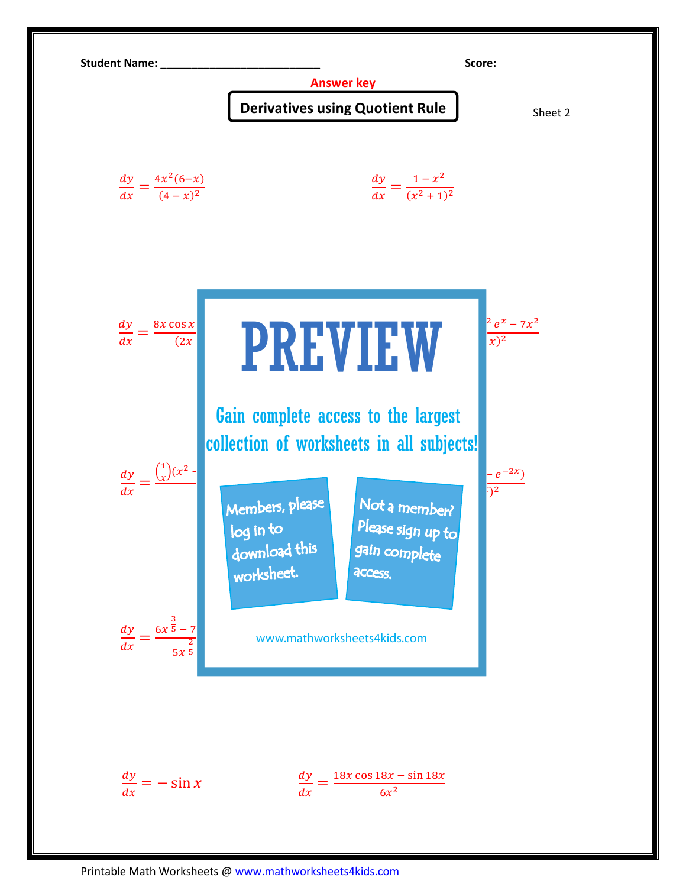Student Name: ___________________________ Score:

**Answer key**

# Derivatives using Quotient Rule

Sheet 2

$\frac{dy}{dx} = \frac{4x^2(6-x)}{(4-x)^2}$

$\frac{dy}{dx} = \frac{1-x^2}{(x^2+1)^2}$

$\frac{dy}{dx} = \frac{8x \cos x}{(2x}$

$^2 e^x - 7x^2$
$x)^2$

$\frac{dy}{dx} = \frac{\left(\frac{1}{x}\right)(x^2}{}$

$- e^{-2x})$
$)^2$

PREVIEW

Gain complete access to the largest collection of worksheets in all subjects!

Members, please log in to download this worksheet.

Not a member? Please sign up to gain complete access.

www.mathworksheets4kids.com

$\frac{dy}{dx} = \frac{6x^{\frac{3}{5}} - 7}{5x^{\frac{2}{5}}}$

$\frac{dy}{dx} = -\sin x$

$\frac{dy}{dx} = \frac{18x \cos 18x - \sin 18x}{6x^2}$

Printable Math Worksheets @ www.mathworksheets4kids.com